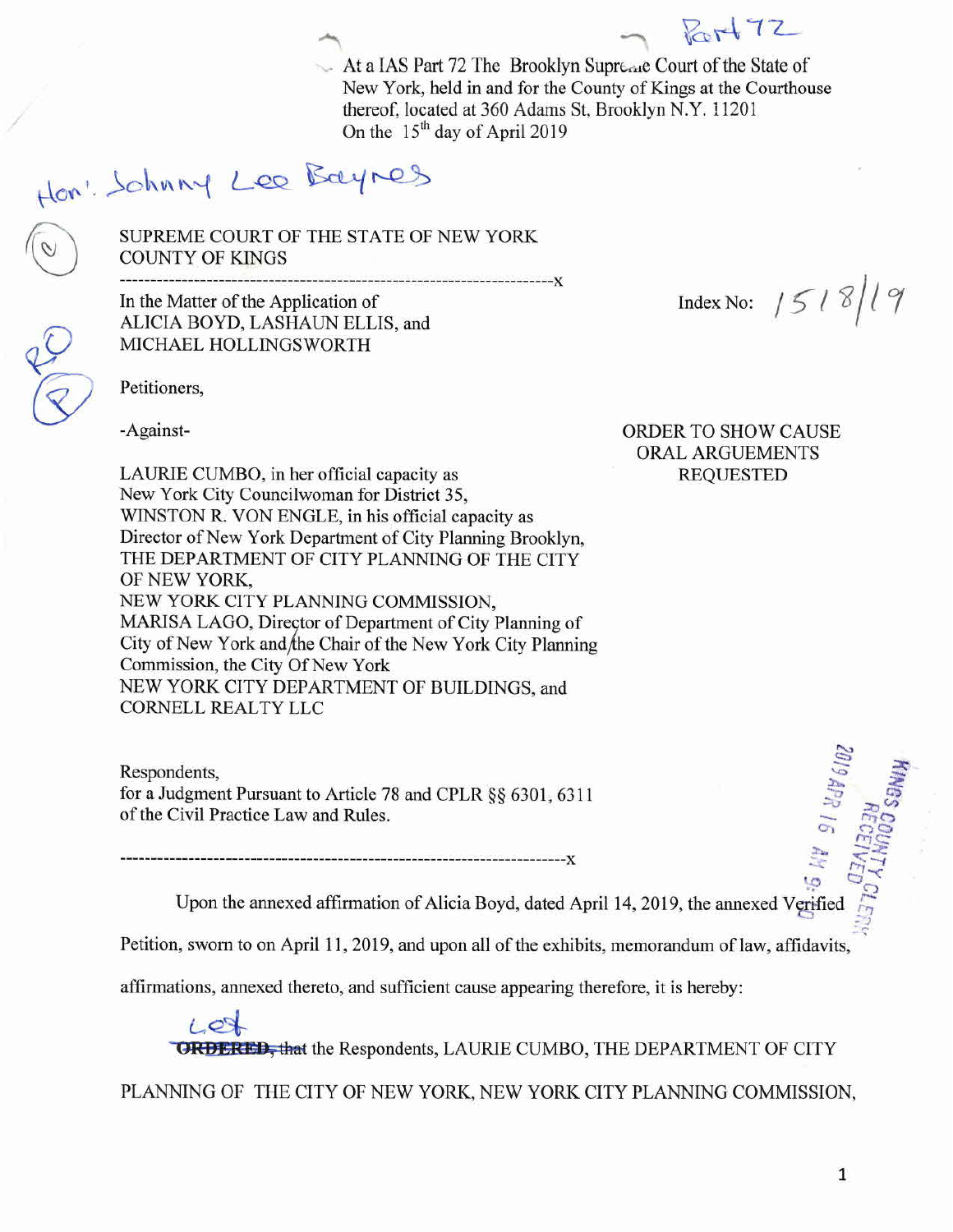Part 72

At a IAS Part 72 The Brooklyn Supreme Court of the State of New York, held in and for the County of Kings at the Courthouse thereof, located at 360 Adams St, Brooklyn N.Y. 11201
On the 15th day of April 2019

Hon'. Johnny Lee Baynes

SUPREME COURT OF THE STATE OF NEW YORK
COUNTY OF KINGS

---

In the Matter of the Application of
ALICIA BOYD, LASHAUN ELLIS, and
MICHAEL HOLLINGSWORTH

Petitioners,

-Against-

LAURIE CUMBO, in her official capacity as New York City Councilwoman for District 35,
WINSTON R. VON ENGLE, in his official capacity as Director of New York Department of City Planning Brooklyn,
THE DEPARTMENT OF CITY PLANNING OF THE CITY OF NEW YORK,
NEW YORK CITY PLANNING COMMISSION,
MARISA LAGO, Director of Department of City Planning of City of New York and the Chair of the New York City Planning Commission, the City Of New York
NEW YORK CITY DEPARTMENT OF BUILDINGS, and
CORNELL REALTY LLC

Respondents,
for a Judgment Pursuant to Article 78 and CPLR §§ 6301, 6311 of the Civil Practice Law and Rules.

---

Index No: 1518/19

ORDER TO SHOW CAUSE
ORAL ARGUEMENTS
REQUESTED

KINGS COUNTY CLERK RECEIVED 2019 APR 16 AM 9:

Upon the annexed affirmation of Alicia Boyd, dated April 14, 2019, the annexed Verified Petition, sworn to on April 11, 2019, and upon all of the exhibits, memorandum of law, affidavits, affirmations, annexed thereto, and sufficient cause appearing therefore, it is hereby:

Let ~~ORDERED, that~~ the Respondents, LAURIE CUMBO, THE DEPARTMENT OF CITY PLANNING OF THE CITY OF NEW YORK, NEW YORK CITY PLANNING COMMISSION,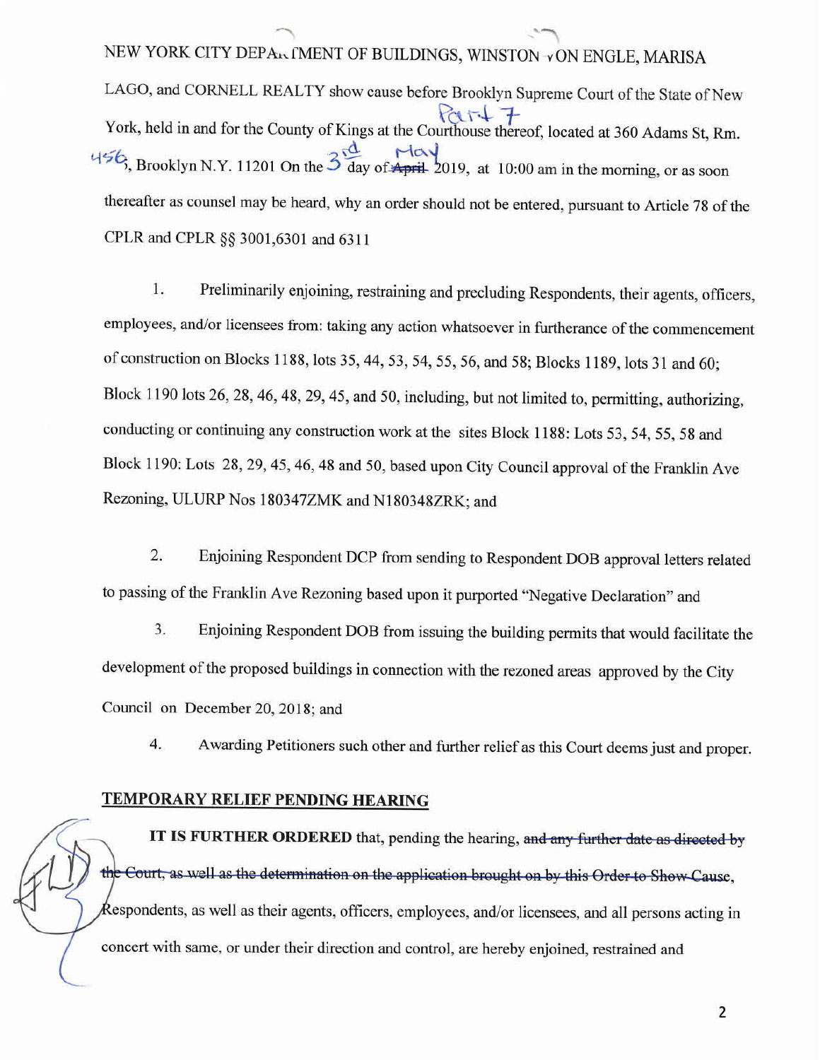NEW YORK CITY DEPARTMENT OF BUILDINGS, WINSTON VON ENGLE, MARISA LAGO, and CORNELL REALTY show cause before Brooklyn Supreme Court of the State of New York, held in and for the County of Kings at the Courthouse thereof, located at 360 Adams St, Rm. 456, Brooklyn N.Y. 11201 On the 3rd day of ~~April~~ May 2019, at 10:00 am in the morning, or as soon thereafter as counsel may be heard, why an order should not be entered, pursuant to Article 78 of the CPLR and CPLR §§ 3001,6301 and 6311

1. Preliminarily enjoining, restraining and precluding Respondents, their agents, officers, employees, and/or licensees from: taking any action whatsoever in furtherance of the commencement of construction on Blocks 1188, lots 35, 44, 53, 54, 55, 56, and 58; Blocks 1189, lots 31 and 60; Block 1190 lots 26, 28, 46, 48, 29, 45, and 50, including, but not limited to, permitting, authorizing, conducting or continuing any construction work at the sites Block 1188: Lots 53, 54, 55, 58 and Block 1190: Lots 28, 29, 45, 46, 48 and 50, based upon City Council approval of the Franklin Ave Rezoning, ULURP Nos 180347ZMK and N180348ZRK; and

2. Enjoining Respondent DCP from sending to Respondent DOB approval letters related to passing of the Franklin Ave Rezoning based upon it purported "Negative Declaration" and

3. Enjoining Respondent DOB from issuing the building permits that would facilitate the development of the proposed buildings in connection with the rezoned areas approved by the City Council on December 20, 2018; and

4. Awarding Petitioners such other and further relief as this Court deems just and proper.

## TEMPORARY RELIEF PENDING HEARING

**IT IS FURTHER ORDERED** that, pending the hearing, ~~and any further date as directed by the Court, as well as the determination on the application brought on by this Order to Show Cause,~~ Respondents, as well as their agents, officers, employees, and/or licensees, and all persons acting in concert with same, or under their direction and control, are hereby enjoined, restrained and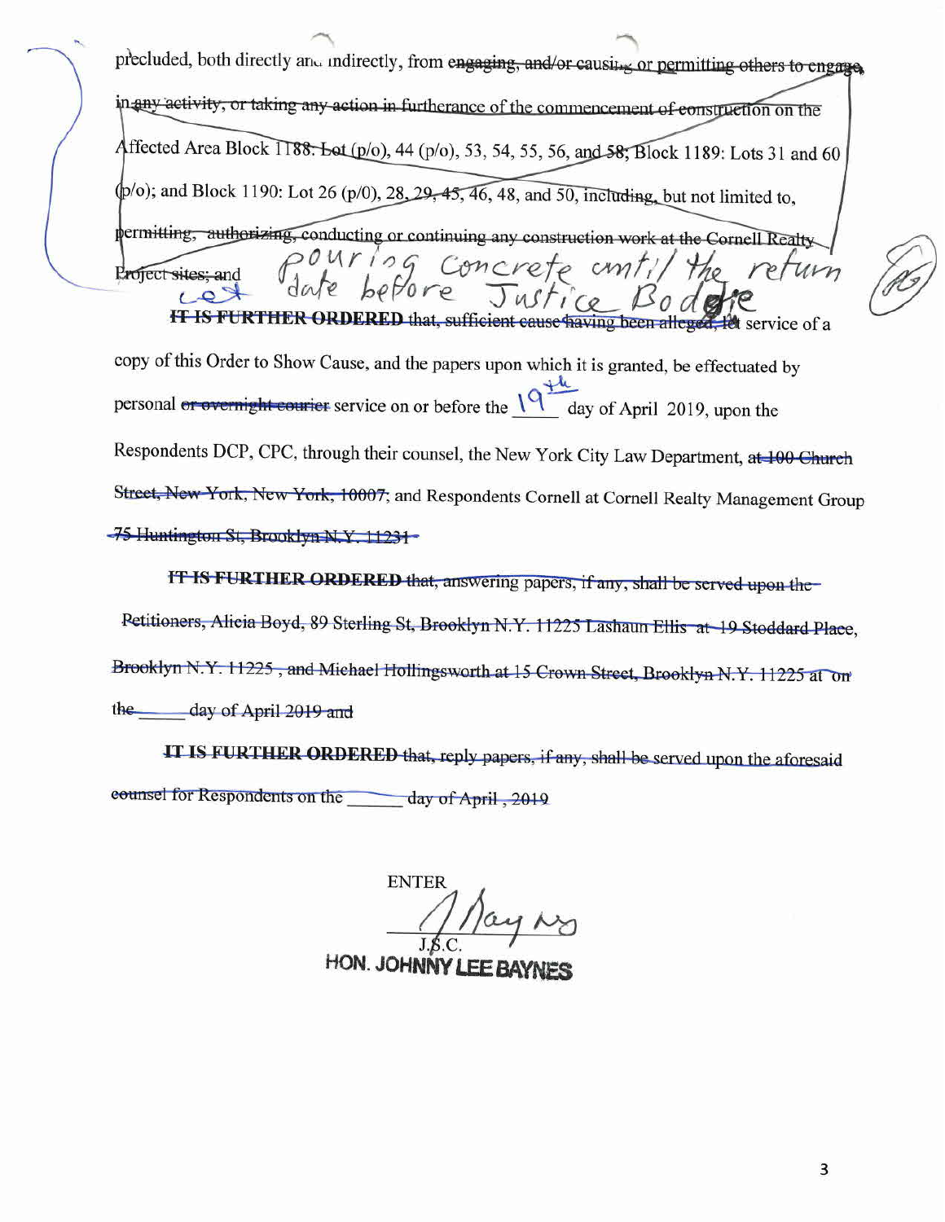precluded, both directly and indirectly, from engaging, and/or causing or permitting others to engage, in any activity, or taking any action in furtherance of the commencement of construction on the Affected Area Block 1188: Lot (p/o), 44 (p/o), 53, 54, 55, 56, and 58; Block 1189: Lots 31 and 60 (p/o); and Block 1190: Lot 26 (p/0), 28, 29, 45, 46, 48, and 50, including, but not limited to, permitting, authorizing, conducting or continuing any construction work at the Cornell Realty Project sites; and pouring concrete until the return date before Justice Bodie

**IT IS FURTHER ORDERED** that, sufficient cause having been alleged, let service of a copy of this Order to Show Cause, and the papers upon which it is granted, be effectuated by personal or overnight courier service on or before the 19th day of April 2019, upon the Respondents DCP, CPC, through their counsel, the New York City Law Department, at 100 Church Street, New York, New York, 10007; and Respondents Cornell at Cornell Realty Management Group 75 Huntington St, Brooklyn N.Y. 11231

**IT IS FURTHER ORDERED** that, answering papers, if any, shall be served upon the Petitioners, Alicia Boyd, 89 Sterling St, Brooklyn N.Y. 11225 Lashaun Ellis at 19 Stoddard Place, Brooklyn N.Y. 11225, and Michael Hollingsworth at 15 Crown Street, Brooklyn N.Y. 11225 at on the \_\_\_\_\_ day of April 2019 and

**IT IS FURTHER ORDERED** that, reply papers, if any, shall be served upon the aforesaid counsel for Respondents on the \_\_\_\_\_ day of April , 2019

ENTER

J.S.C.

**HON. JOHNNY LEE BAYNES**